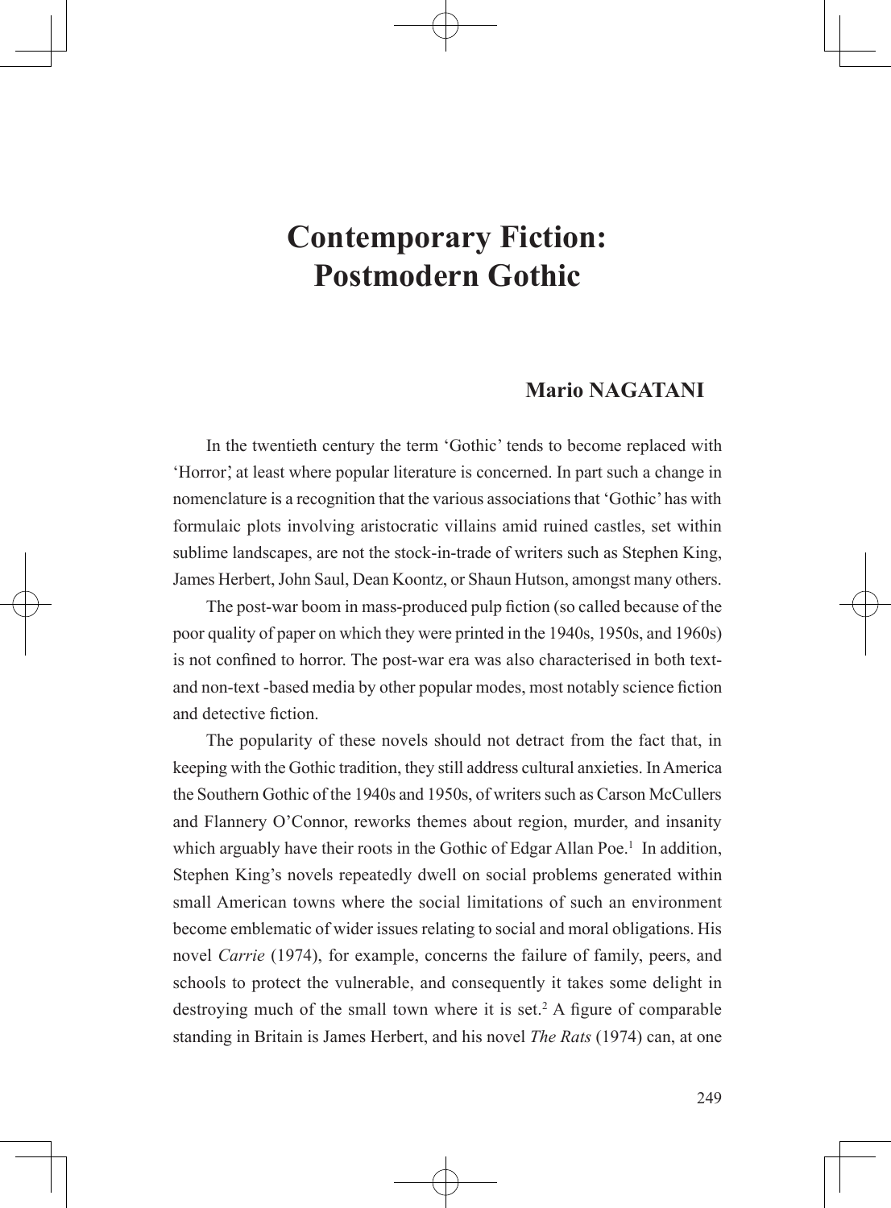# Contemporary Fiction: Postmodern Gothic

**Mario NAGATANI**

In the twentieth century the term 'Gothic' tends to become replaced with 'Horror', at least where popular literature is concerned. In part such a change in nomenclature is a recognition that the various associations that 'Gothic' has with formulaic plots involving aristocratic villains amid ruined castles, set within sublime landscapes, are not the stock-in-trade of writers such as Stephen King, James Herbert, John Saul, Dean Koontz, or Shaun Hutson, amongst many others.

The post-war boom in mass-produced pulp fiction (so called because of the poor quality of paper on which they were printed in the 1940s, 1950s, and 1960s) is not confined to horror. The post-war era was also characterised in both text- and non-text -based media by other popular modes, most notably science fiction and detective fiction.

The popularity of these novels should not detract from the fact that, in keeping with the Gothic tradition, they still address cultural anxieties. In America the Southern Gothic of the 1940s and 1950s, of writers such as Carson McCullers and Flannery O'Connor, reworks themes about region, murder, and insanity which arguably have their roots in the Gothic of Edgar Allan Poe.[1] In addition, Stephen King's novels repeatedly dwell on social problems generated within small American towns where the social limitations of such an environment become emblematic of wider issues relating to social and moral obligations. His novel *Carrie* (1974), for example, concerns the failure of family, peers, and schools to protect the vulnerable, and consequently it takes some delight in destroying much of the small town where it is set.[2] A figure of comparable standing in Britain is James Herbert, and his novel *The Rats* (1974) can, at one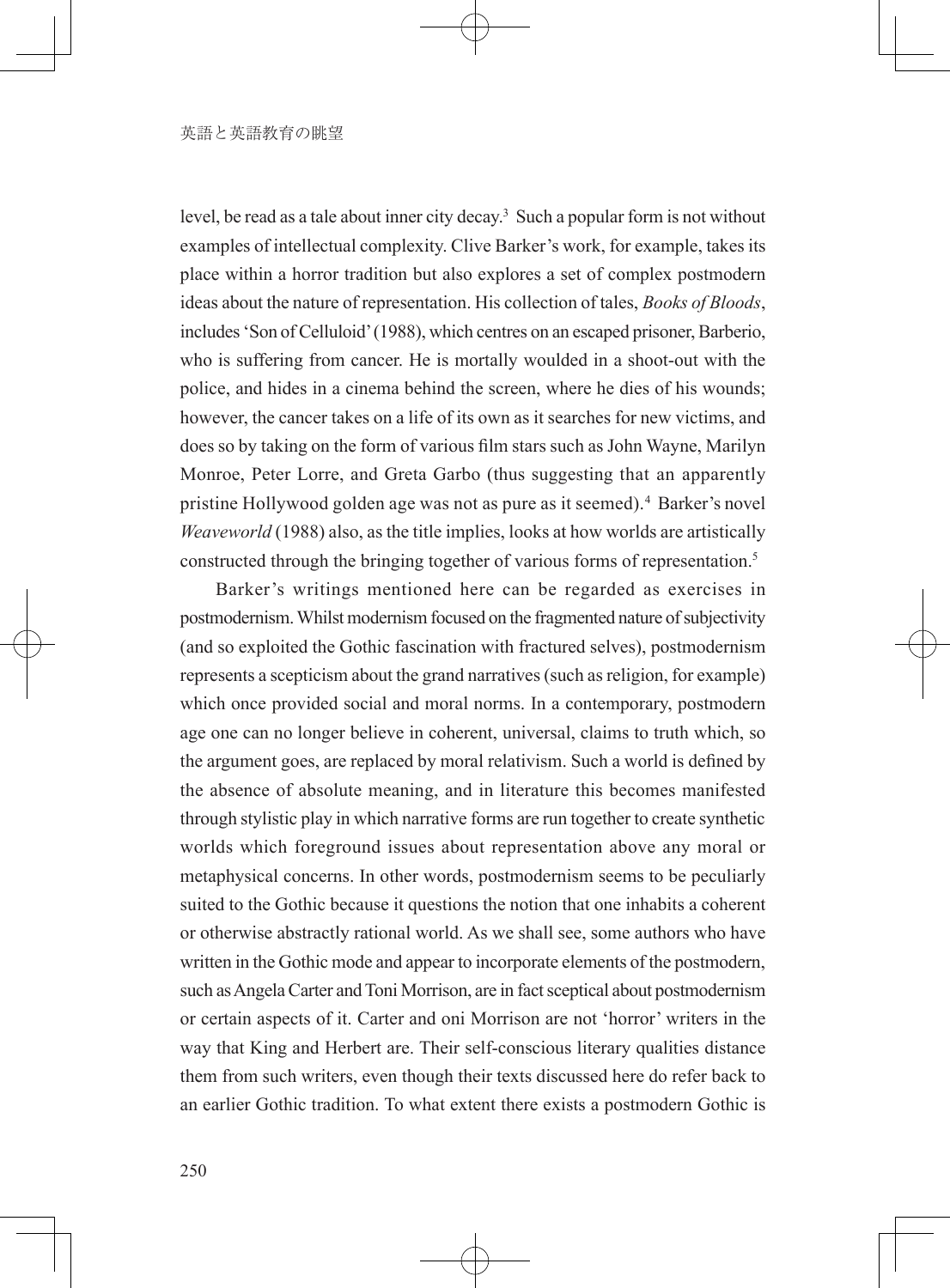level, be read as a tale about inner city decay.[3] Such a popular form is not without examples of intellectual complexity. Clive Barker's work, for example, takes its place within a horror tradition but also explores a set of complex postmodern ideas about the nature of representation. His collection of tales, *Books of Bloods*, includes 'Son of Celluloid' (1988), which centres on an escaped prisoner, Barberio, who is suffering from cancer. He is mortally woulded in a shoot-out with the police, and hides in a cinema behind the screen, where he dies of his wounds; however, the cancer takes on a life of its own as it searches for new victims, and does so by taking on the form of various film stars such as John Wayne, Marilyn Monroe, Peter Lorre, and Greta Garbo (thus suggesting that an apparently pristine Hollywood golden age was not as pure as it seemed).[4] Barker's novel *Weaveworld* (1988) also, as the title implies, looks at how worlds are artistically constructed through the bringing together of various forms of representation.[5]

Barker's writings mentioned here can be regarded as exercises in postmodernism. Whilst modernism focused on the fragmented nature of subjectivity (and so exploited the Gothic fascination with fractured selves), postmodernism represents a scepticism about the grand narratives (such as religion, for example) which once provided social and moral norms. In a contemporary, postmodern age one can no longer believe in coherent, universal, claims to truth which, so the argument goes, are replaced by moral relativism. Such a world is defined by the absence of absolute meaning, and in literature this becomes manifested through stylistic play in which narrative forms are run together to create synthetic worlds which foreground issues about representation above any moral or metaphysical concerns. In other words, postmodernism seems to be peculiarly suited to the Gothic because it questions the notion that one inhabits a coherent or otherwise abstractly rational world. As we shall see, some authors who have written in the Gothic mode and appear to incorporate elements of the postmodern, such as Angela Carter and Toni Morrison, are in fact sceptical about postmodernism or certain aspects of it. Carter and oni Morrison are not 'horror' writers in the way that King and Herbert are. Their self-conscious literary qualities distance them from such writers, even though their texts discussed here do refer back to an earlier Gothic tradition. To what extent there exists a postmodern Gothic is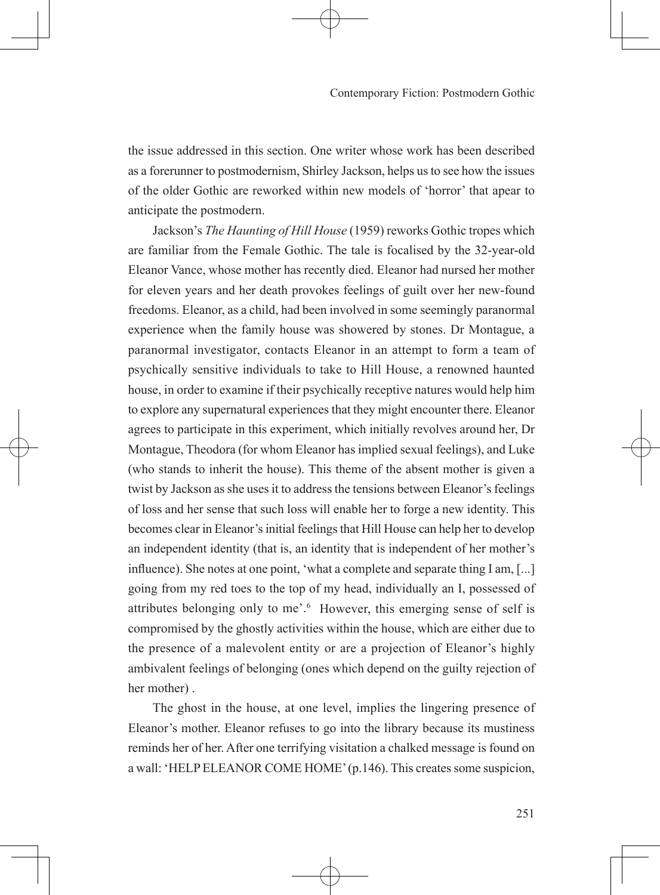the issue addressed in this section. One writer whose work has been described as a forerunner to postmodernism, Shirley Jackson, helps us to see how the issues of the older Gothic are reworked within new models of 'horror' that apear to anticipate the postmodern.

Jackson's *The Haunting of Hill House* (1959) reworks Gothic tropes which are familiar from the Female Gothic. The tale is focalised by the 32-year-old Eleanor Vance, whose mother has recently died. Eleanor had nursed her mother for eleven years and her death provokes feelings of guilt over her new-found freedoms. Eleanor, as a child, had been involved in some seemingly paranormal experience when the family house was showered by stones. Dr Montague, a paranormal investigator, contacts Eleanor in an attempt to form a team of psychically sensitive individuals to take to Hill House, a renowned haunted house, in order to examine if their psychically receptive natures would help him to explore any supernatural experiences that they might encounter there. Eleanor agrees to participate in this experiment, which initially revolves around her, Dr Montague, Theodora (for whom Eleanor has implied sexual feelings), and Luke (who stands to inherit the house). This theme of the absent mother is given a twist by Jackson as she uses it to address the tensions between Eleanor's feelings of loss and her sense that such loss will enable her to forge a new identity. This becomes clear in Eleanor's initial feelings that Hill House can help her to develop an independent identity (that is, an identity that is independent of her mother's influence). She notes at one point, 'what a complete and separate thing I am, [...] going from my red toes to the top of my head, individually an I, possessed of attributes belonging only to me'.[6] However, this emerging sense of self is compromised by the ghostly activities within the house, which are either due to the presence of a malevolent entity or are a projection of Eleanor's highly ambivalent feelings of belonging (ones which depend on the guilty rejection of her mother) .

The ghost in the house, at one level, implies the lingering presence of Eleanor's mother. Eleanor refuses to go into the library because its mustiness reminds her of her. After one terrifying visitation a chalked message is found on a wall: 'HELP ELEANOR COME HOME' (p.146). This creates some suspicion,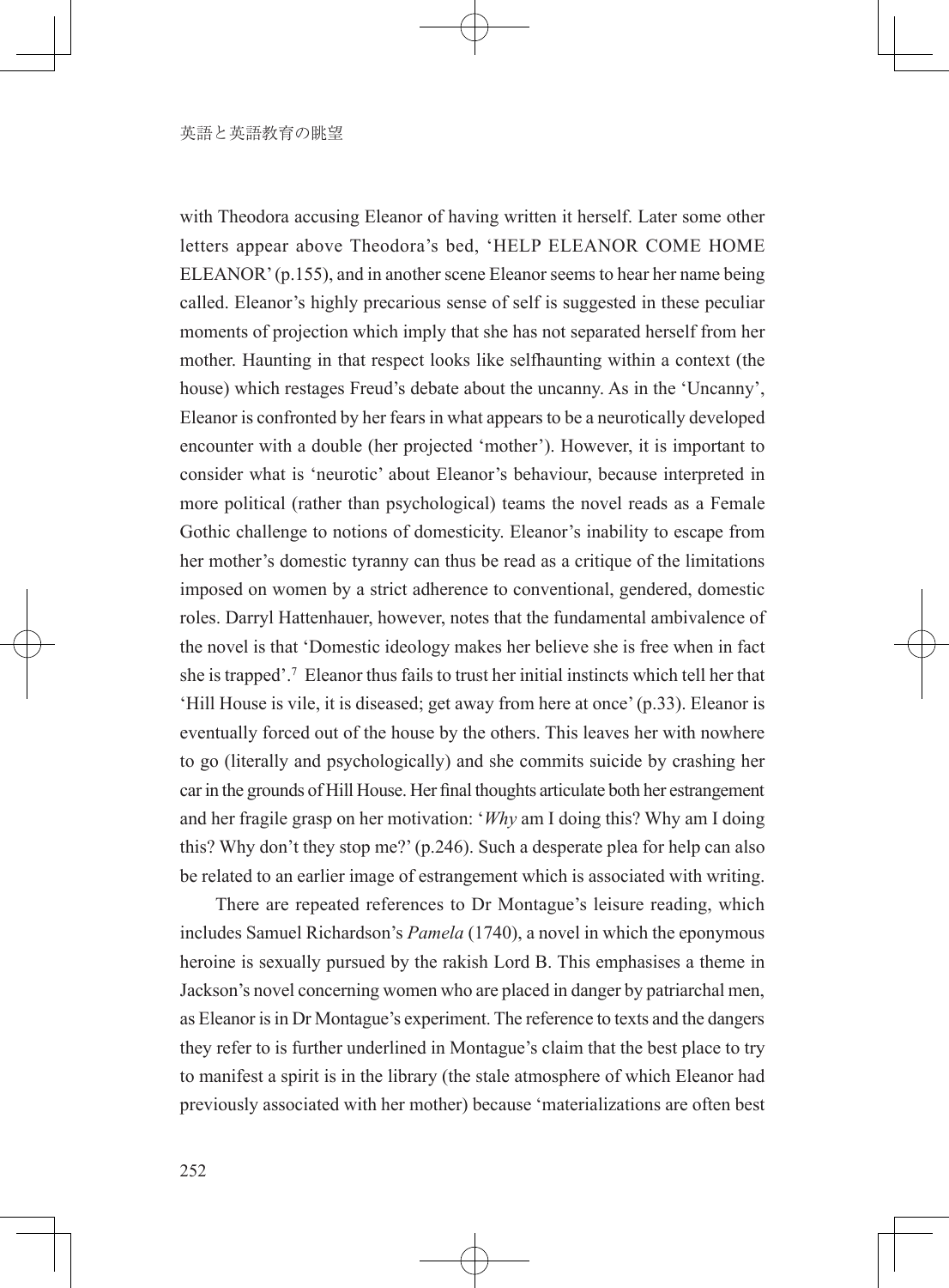with Theodora accusing Eleanor of having written it herself. Later some other letters appear above Theodora's bed, 'HELP ELEANOR COME HOME ELEANOR' (p.155), and in another scene Eleanor seems to hear her name being called. Eleanor's highly precarious sense of self is suggested in these peculiar moments of projection which imply that she has not separated herself from her mother. Haunting in that respect looks like selfhaunting within a context (the house) which restages Freud's debate about the uncanny. As in the 'Uncanny', Eleanor is confronted by her fears in what appears to be a neurotically developed encounter with a double (her projected 'mother'). However, it is important to consider what is 'neurotic' about Eleanor's behaviour, because interpreted in more political (rather than psychological) teams the novel reads as a Female Gothic challenge to notions of domesticity. Eleanor's inability to escape from her mother's domestic tyranny can thus be read as a critique of the limitations imposed on women by a strict adherence to conventional, gendered, domestic roles. Darryl Hattenhauer, however, notes that the fundamental ambivalence of the novel is that 'Domestic ideology makes her believe she is free when in fact she is trapped'.[7] Eleanor thus fails to trust her initial instincts which tell her that 'Hill House is vile, it is diseased; get away from here at once' (p.33). Eleanor is eventually forced out of the house by the others. This leaves her with nowhere to go (literally and psychologically) and she commits suicide by crashing her car in the grounds of Hill House. Her final thoughts articulate both her estrangement and her fragile grasp on her motivation: '*Why* am I doing this? Why am I doing this? Why don't they stop me?' (p.246). Such a desperate plea for help can also be related to an earlier image of estrangement which is associated with writing.

There are repeated references to Dr Montague's leisure reading, which includes Samuel Richardson's *Pamela* (1740), a novel in which the eponymous heroine is sexually pursued by the rakish Lord B. This emphasises a theme in Jackson's novel concerning women who are placed in danger by patriarchal men, as Eleanor is in Dr Montague's experiment. The reference to texts and the dangers they refer to is further underlined in Montague's claim that the best place to try to manifest a spirit is in the library (the stale atmosphere of which Eleanor had previously associated with her mother) because 'materializations are often best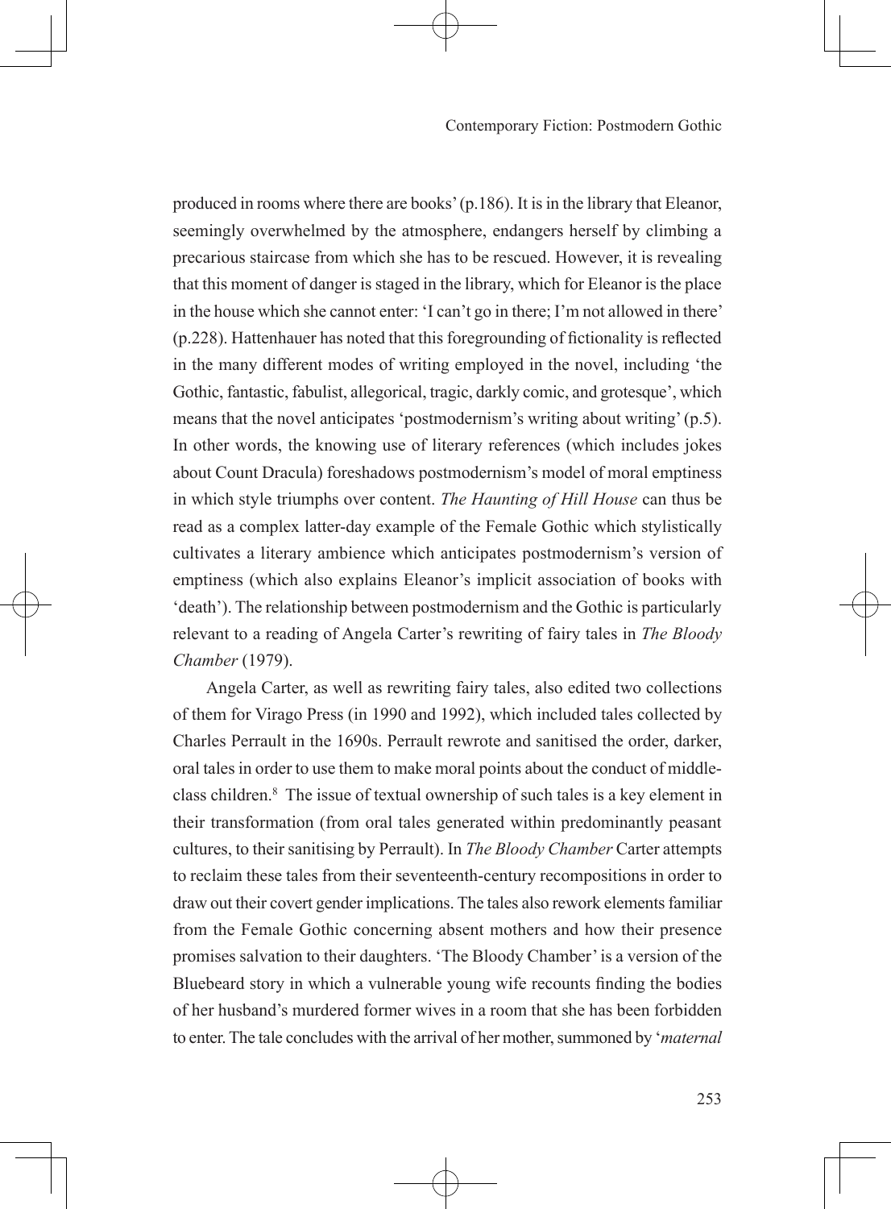produced in rooms where there are books' (p.186). It is in the library that Eleanor, seemingly overwhelmed by the atmosphere, endangers herself by climbing a precarious staircase from which she has to be rescued. However, it is revealing that this moment of danger is staged in the library, which for Eleanor is the place in the house which she cannot enter: 'I can't go in there; I'm not allowed in there' (p.228). Hattenhauer has noted that this foregrounding of fictionality is reflected in the many different modes of writing employed in the novel, including 'the Gothic, fantastic, fabulist, allegorical, tragic, darkly comic, and grotesque', which means that the novel anticipates 'postmodernism's writing about writing' (p.5). In other words, the knowing use of literary references (which includes jokes about Count Dracula) foreshadows postmodernism's model of moral emptiness in which style triumphs over content. *The Haunting of Hill House* can thus be read as a complex latter-day example of the Female Gothic which stylistically cultivates a literary ambience which anticipates postmodernism's version of emptiness (which also explains Eleanor's implicit association of books with 'death'). The relationship between postmodernism and the Gothic is particularly relevant to a reading of Angela Carter's rewriting of fairy tales in *The Bloody Chamber* (1979).

Angela Carter, as well as rewriting fairy tales, also edited two collections of them for Virago Press (in 1990 and 1992), which included tales collected by Charles Perrault in the 1690s. Perrault rewrote and sanitised the order, darker, oral tales in order to use them to make moral points about the conduct of middle-class children.[8] The issue of textual ownership of such tales is a key element in their transformation (from oral tales generated within predominantly peasant cultures, to their sanitising by Perrault). In *The Bloody Chamber* Carter attempts to reclaim these tales from their seventeenth-century recompositions in order to draw out their covert gender implications. The tales also rework elements familiar from the Female Gothic concerning absent mothers and how their presence promises salvation to their daughters. 'The Bloody Chamber' is a version of the Bluebeard story in which a vulnerable young wife recounts finding the bodies of her husband's murdered former wives in a room that she has been forbidden to enter. The tale concludes with the arrival of her mother, summoned by '*maternal*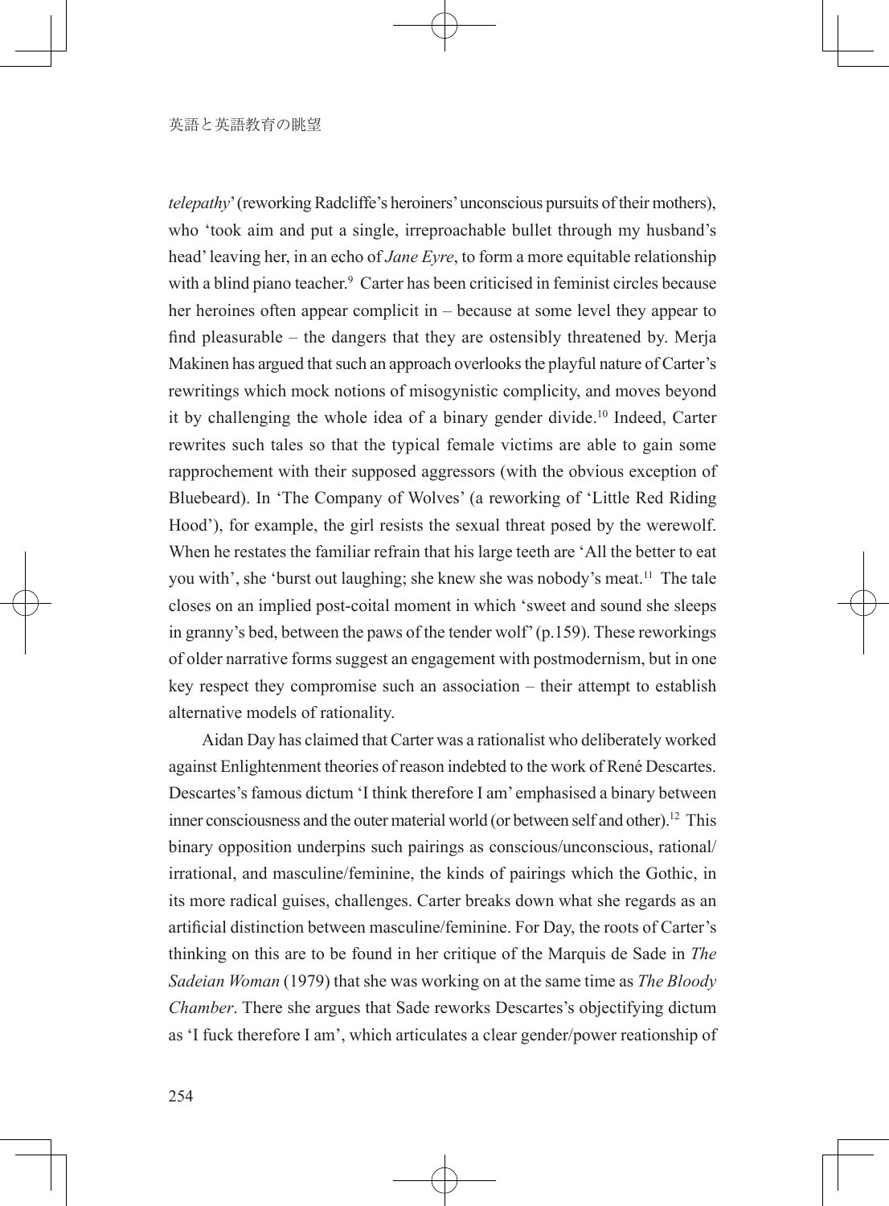*telepathy*' (reworking Radcliffe's heroiners' unconscious pursuits of their mothers), who 'took aim and put a single, irreproachable bullet through my husband's head' leaving her, in an echo of *Jane Eyre*, to form a more equitable relationship with a blind piano teacher.[9] Carter has been criticised in feminist circles because her heroines often appear complicit in – because at some level they appear to find pleasurable – the dangers that they are ostensibly threatened by. Merja Makinen has argued that such an approach overlooks the playful nature of Carter's rewritings which mock notions of misogynistic complicity, and moves beyond it by challenging the whole idea of a binary gender divide.[10] Indeed, Carter rewrites such tales so that the typical female victims are able to gain some rapprochement with their supposed aggressors (with the obvious exception of Bluebeard). In 'The Company of Wolves' (a reworking of 'Little Red Riding Hood'), for example, the girl resists the sexual threat posed by the werewolf. When he restates the familiar refrain that his large teeth are 'All the better to eat you with', she 'burst out laughing; she knew she was nobody's meat.[11] The tale closes on an implied post-coital moment in which 'sweet and sound she sleeps in granny's bed, between the paws of the tender wolf' (p.159). These reworkings of older narrative forms suggest an engagement with postmodernism, but in one key respect they compromise such an association – their attempt to establish alternative models of rationality.

Aidan Day has claimed that Carter was a rationalist who deliberately worked against Enlightenment theories of reason indebted to the work of René Descartes. Descartes's famous dictum 'I think therefore I am' emphasised a binary between inner consciousness and the outer material world (or between self and other).[12] This binary opposition underpins such pairings as conscious/unconscious, rational/irrational, and masculine/feminine, the kinds of pairings which the Gothic, in its more radical guises, challenges. Carter breaks down what she regards as an artificial distinction between masculine/feminine. For Day, the roots of Carter's thinking on this are to be found in her critique of the Marquis de Sade in *The Sadeian Woman* (1979) that she was working on at the same time as *The Bloody Chamber*. There she argues that Sade reworks Descartes's objectifying dictum as 'I fuck therefore I am', which articulates a clear gender/power reastionship of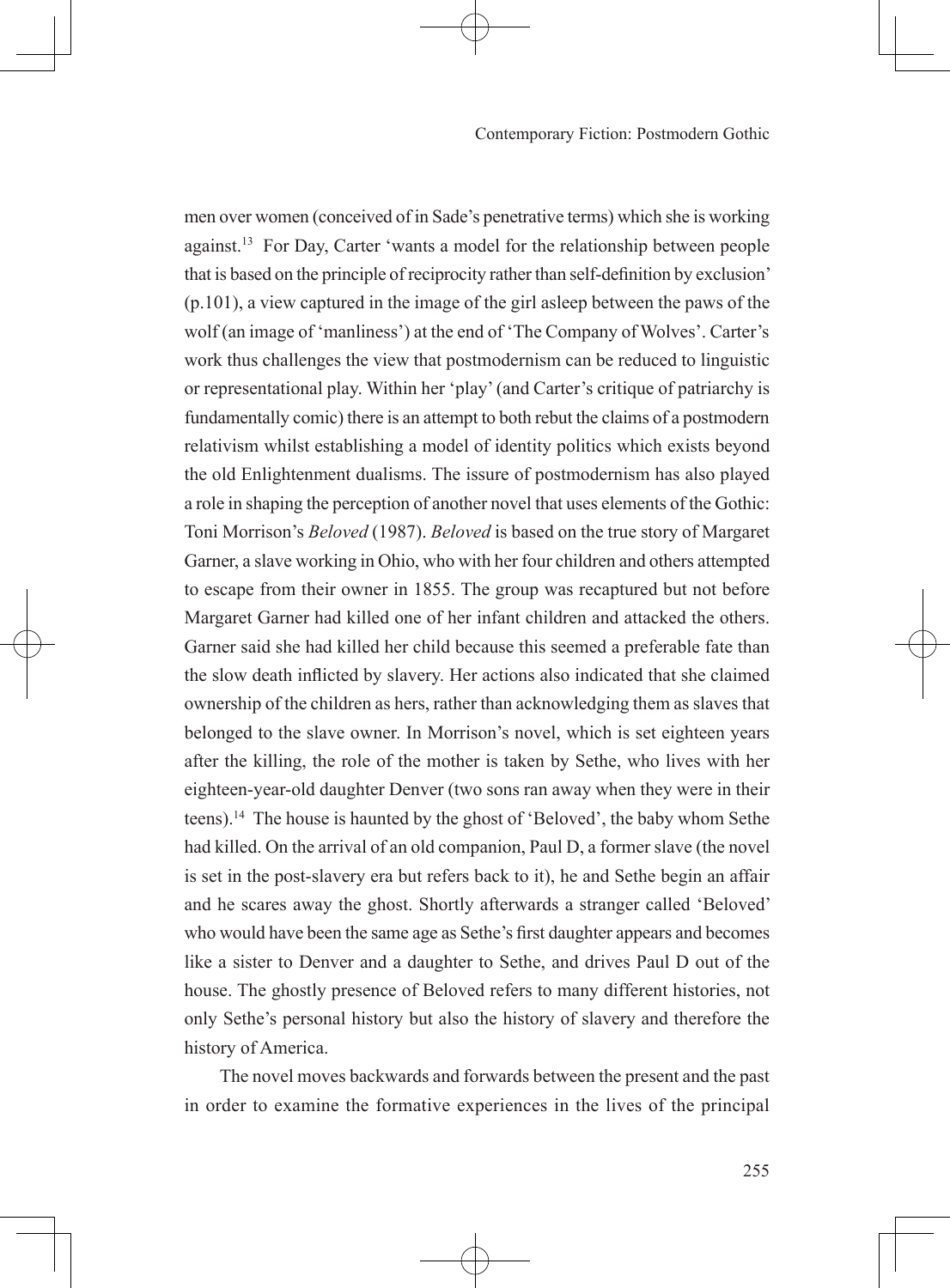men over women (conceived of in Sade's penetrative terms) which she is working against.[13] For Day, Carter 'wants a model for the relationship between people that is based on the principle of reciprocity rather than self-definition by exclusion' (p.101), a view captured in the image of the girl asleep between the paws of the wolf (an image of 'manliness') at the end of 'The Company of Wolves'. Carter's work thus challenges the view that postmodernism can be reduced to linguistic or representational play. Within her 'play' (and Carter's critique of patriarchy is fundamentally comic) there is an attempt to both rebut the claims of a postmodern relativism whilst establishing a model of identity politics which exists beyond the old Enlightenment dualisms. The issue of postmodernism has also played a role in shaping the perception of another novel that uses elements of the Gothic: Toni Morrison's *Beloved* (1987). *Beloved* is based on the true story of Margaret Garner, a slave working in Ohio, who with her four children and others attempted to escape from their owner in 1855. The group was recaptured but not before Margaret Garner had killed one of her infant children and attacked the others. Garner said she had killed her child because this seemed a preferable fate than the slow death inflicted by slavery. Her actions also indicated that she claimed ownership of the children as hers, rather than acknowledging them as slaves that belonged to the slave owner. In Morrison's novel, which is set eighteen years after the killing, the role of the mother is taken by Sethe, who lives with her eighteen-year-old daughter Denver (two sons ran away when they were in their teens).[14] The house is haunted by the ghost of 'Beloved', the baby whom Sethe had killed. On the arrival of an old companion, Paul D, a former slave (the novel is set in the post-slavery era but refers back to it), he and Sethe begin an affair and he scares away the ghost. Shortly afterwards a stranger called 'Beloved' who would have been the same age as Sethe's first daughter appears and becomes like a sister to Denver and a daughter to Sethe, and drives Paul D out of the house. The ghostly presence of Beloved refers to many different histories, not only Sethe's personal history but also the history of slavery and therefore the history of America.

The novel moves backwards and forwards between the present and the past in order to examine the formative experiences in the lives of the principal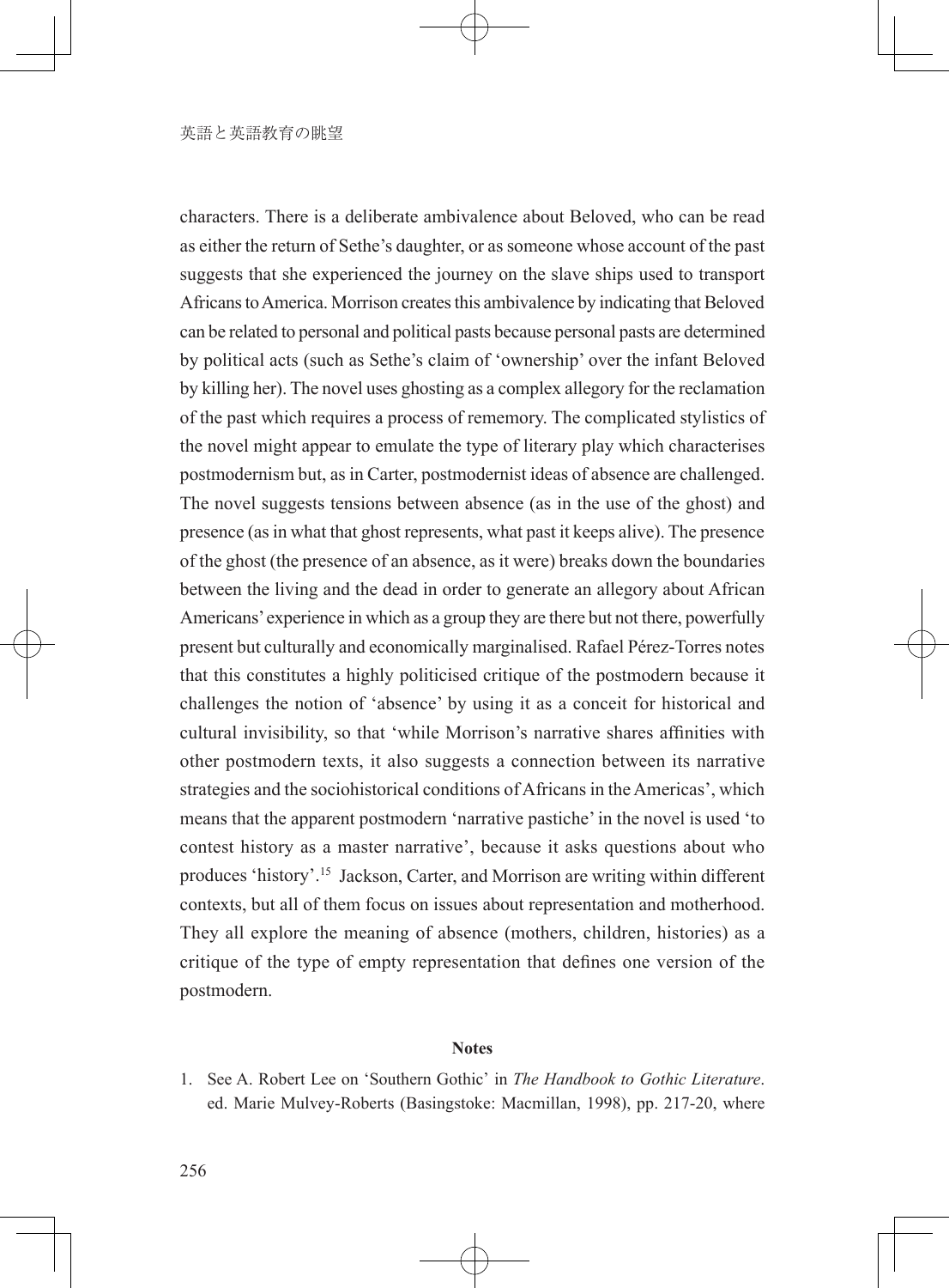characters. There is a deliberate ambivalence about Beloved, who can be read as either the return of Sethe's daughter, or as someone whose account of the past suggests that she experienced the journey on the slave ships used to transport Africans to America. Morrison creates this ambivalence by indicating that Beloved can be related to personal and political pasts because personal pasts are determined by political acts (such as Sethe's claim of 'ownership' over the infant Beloved by killing her). The novel uses ghosting as a complex allegory for the reclamation of the past which requires a process of rememory. The complicated stylistics of the novel might appear to emulate the type of literary play which characterises postmodernism but, as in Carter, postmodernist ideas of absence are challenged. The novel suggests tensions between absence (as in the use of the ghost) and presence (as in what that ghost represents, what past it keeps alive). The presence of the ghost (the presence of an absence, as it were) breaks down the boundaries between the living and the dead in order to generate an allegory about African Americans' experience in which as a group they are there but not there, powerfully present but culturally and economically marginalised. Rafael Pérez-Torres notes that this constitutes a highly politicised critique of the postmodern because it challenges the notion of 'absence' by using it as a conceit for historical and cultural invisibility, so that 'while Morrison's narrative shares affinities with other postmodern texts, it also suggests a connection between its narrative strategies and the sociohistorical conditions of Africans in the Americas', which means that the apparent postmodern 'narrative pastiche' in the novel is used 'to contest history as a master narrative', because it asks questions about who produces 'history'.[15] Jackson, Carter, and Morrison are writing within different contexts, but all of them focus on issues about representation and motherhood. They all explore the meaning of absence (mothers, children, histories) as a critique of the type of empty representation that defines one version of the postmodern.

## Notes

1. See A. Robert Lee on 'Southern Gothic' in *The Handbook to Gothic Literature*. ed. Marie Mulvey-Roberts (Basingstoke: Macmillan, 1998), pp. 217-20, where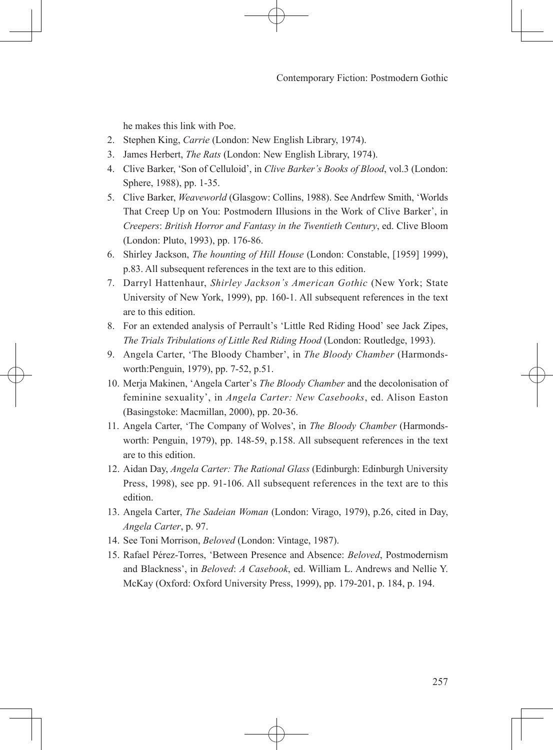he makes this link with Poe.

2. Stephen King, *Carrie* (London: New English Library, 1974).
3. James Herbert, *The Rats* (London: New English Library, 1974).
4. Clive Barker, 'Son of Celluloid', in *Clive Barker's Books of Blood*, vol.3 (London: Sphere, 1988), pp. 1-35.
5. Clive Barker, *Weaveworld* (Glasgow: Collins, 1988). See Andrfew Smith, 'Worlds That Creep Up on You: Postmodern Illusions in the Work of Clive Barker', in *Creepers*: *British Horror and Fantasy in the Twentieth Century*, ed. Clive Bloom (London: Pluto, 1993), pp. 176-86.
6. Shirley Jackson, *The hounting of Hill House* (London: Constable, [1959] 1999), p.83. All subsequent references in the text are to this edition.
7. Darryl Hattenhaur, *Shirley Jackson's American Gothic* (New York; State University of New York, 1999), pp. 160-1. All subsequent references in the text are to this edition.
8. For an extended analysis of Perrault's 'Little Red Riding Hood' see Jack Zipes, *The Trials Tribulations of Little Red Riding Hood* (London: Routledge, 1993).
9. Angela Carter, 'The Bloody Chamber', in *The Bloody Chamber* (Harmondsworth:Penguin, 1979), pp. 7-52, p.51.
10. Merja Makinen, 'Angela Carter's *The Bloody Chamber* and the decolonisation of feminine sexuality', in *Angela Carter: New Casebooks*, ed. Alison Easton (Basingstoke: Macmillan, 2000), pp. 20-36.
11. Angela Carter, 'The Company of Wolves', in *The Bloody Chamber* (Harmondsworth: Penguin, 1979), pp. 148-59, p.158. All subsequent references in the text are to this edition.
12. Aidan Day, *Angela Carter: The Rational Glass* (Edinburgh: Edinburgh University Press, 1998), see pp. 91-106. All subsequent references in the text are to this edition.
13. Angela Carter, *The Sadeian Woman* (London: Virago, 1979), p.26, cited in Day, *Angela Carter*, p. 97.
14. See Toni Morrison, *Beloved* (London: Vintage, 1987).
15. Rafael Pérez-Torres, 'Between Presence and Absence: *Beloved*, Postmodernism and Blackness', in *Beloved*: *A Casebook*, ed. William L. Andrews and Nellie Y. McKay (Oxford: Oxford University Press, 1999), pp. 179-201, p. 184, p. 194.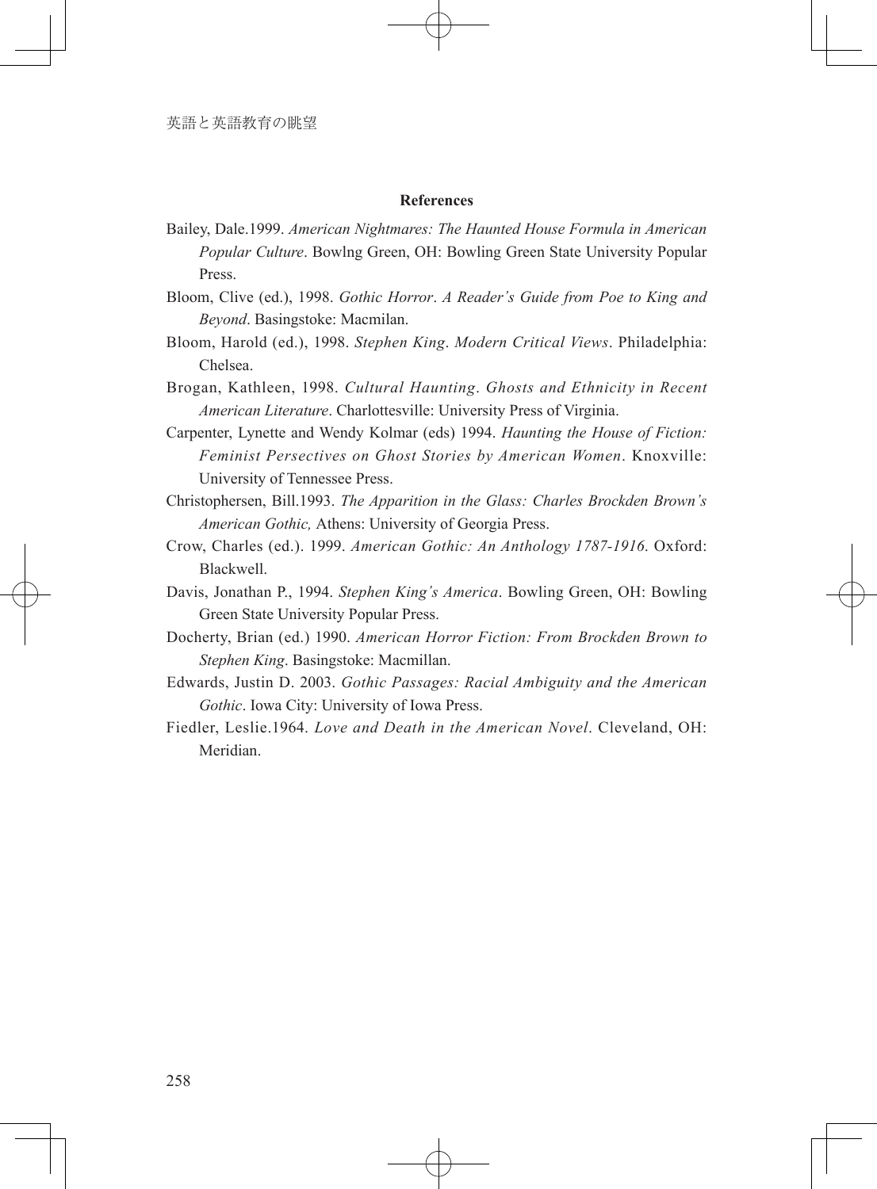**References**

Bailey, Dale.1999. *American Nightmares: The Haunted House Formula in American Popular Culture*. Bowlng Green, OH: Bowling Green State University Popular Press.

Bloom, Clive (ed.), 1998. *Gothic Horror*. *A Reader's Guide from Poe to King and Beyond*. Basingstoke: Macmilan.

Bloom, Harold (ed.), 1998. *Stephen King*. *Modern Critical Views*. Philadelphia: Chelsea.

Brogan, Kathleen, 1998. *Cultural Haunting*. *Ghosts and Ethnicity in Recent American Literature*. Charlottesville: University Press of Virginia.

Carpenter, Lynette and Wendy Kolmar (eds) 1994. *Haunting the House of Fiction: Feminist Persectives on Ghost Stories by American Women*. Knoxville: University of Tennessee Press.

Christophersen, Bill.1993. *The Apparition in the Glass: Charles Brockden Brown's American Gothic,* Athens: University of Georgia Press.

Crow, Charles (ed.). 1999. *American Gothic: An Anthology 1787-1916*. Oxford: Blackwell.

Davis, Jonathan P., 1994. *Stephen King's America*. Bowling Green, OH: Bowling Green State University Popular Press.

Docherty, Brian (ed.) 1990. *American Horror Fiction: From Brockden Brown to Stephen King*. Basingstoke: Macmillan.

Edwards, Justin D. 2003. *Gothic Passages: Racial Ambiguity and the American Gothic*. Iowa City: University of Iowa Press.

Fiedler, Leslie.1964. *Love and Death in the American Novel*. Cleveland, OH: Meridian.